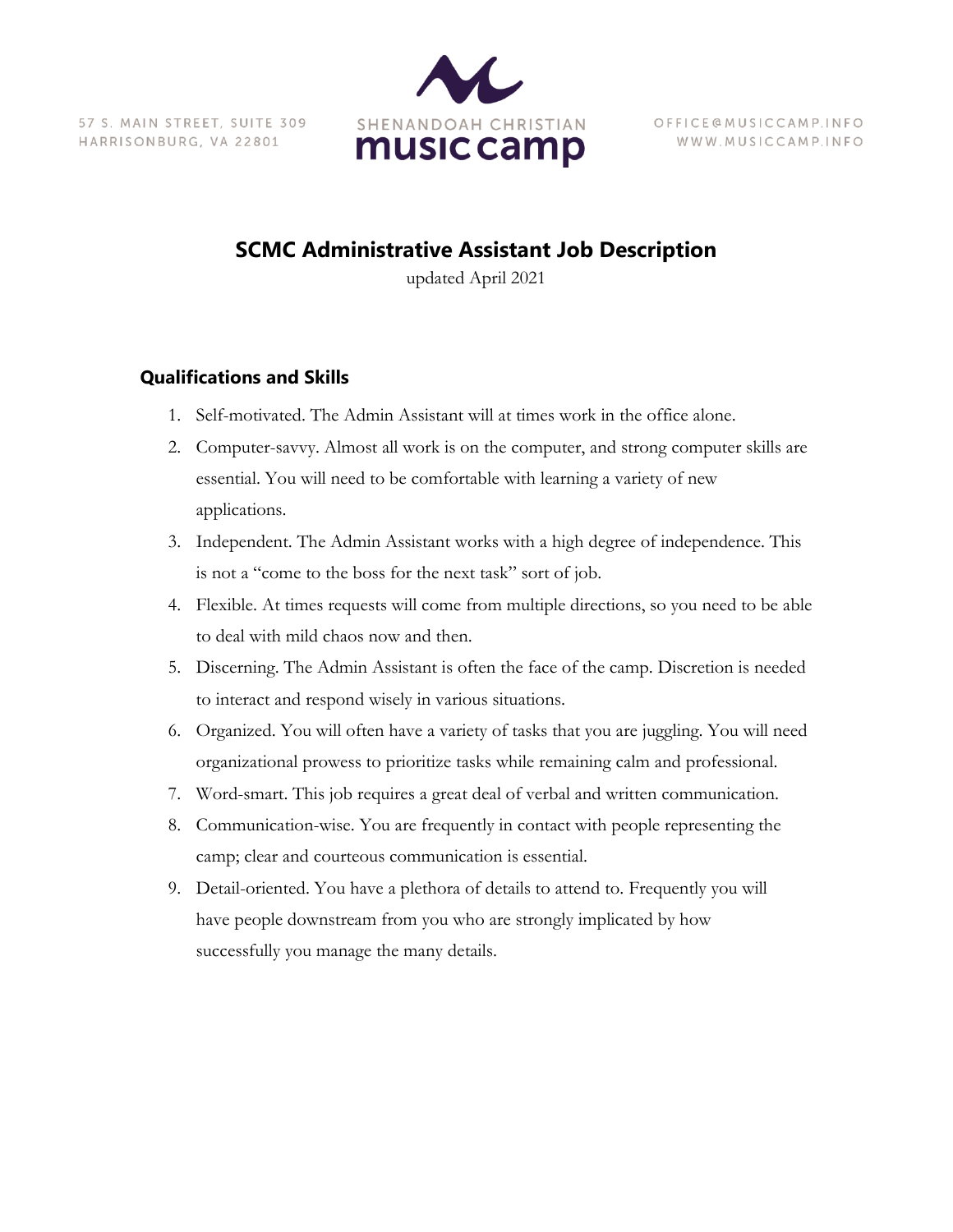57 S. MAIN STREET, SUITE 309
HARRISONBURG, VA 22801

SHENANDOAH CHRISTIAN
music camp

OFFICE@MUSICCAMP.INFO
WWW.MUSICCAMP.INFO

# SCMC Administrative Assistant Job Description

updated April 2021

## Qualifications and Skills

1. Self-motivated. The Admin Assistant will at times work in the office alone.
2. Computer-savvy. Almost all work is on the computer, and strong computer skills are essential. You will need to be comfortable with learning a variety of new applications.
3. Independent. The Admin Assistant works with a high degree of independence. This is not a "come to the boss for the next task" sort of job.
4. Flexible. At times requests will come from multiple directions, so you need to be able to deal with mild chaos now and then.
5. Discerning. The Admin Assistant is often the face of the camp. Discretion is needed to interact and respond wisely in various situations.
6. Organized. You will often have a variety of tasks that you are juggling. You will need organizational prowess to prioritize tasks while remaining calm and professional.
7. Word-smart. This job requires a great deal of verbal and written communication.
8. Communication-wise. You are frequently in contact with people representing the camp; clear and courteous communication is essential.
9. Detail-oriented. You have a plethora of details to attend to. Frequently you will have people downstream from you who are strongly implicated by how successfully you manage the many details.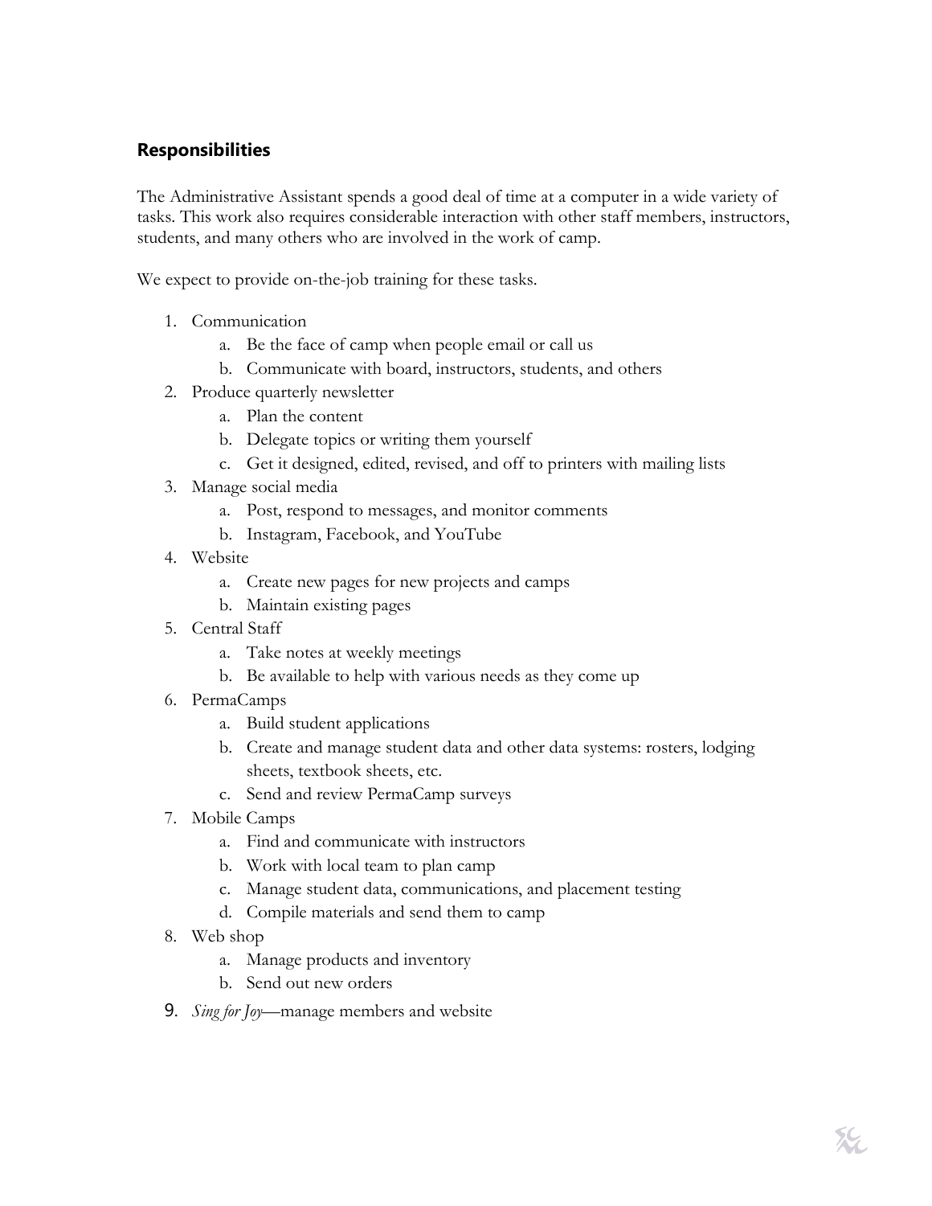## Responsibilities

The Administrative Assistant spends a good deal of time at a computer in a wide variety of tasks. This work also requires considerable interaction with other staff members, instructors, students, and many others who are involved in the work of camp.

We expect to provide on-the-job training for these tasks.

1. Communication
    a. Be the face of camp when people email or call us
    b. Communicate with board, instructors, students, and others
2. Produce quarterly newsletter
    a. Plan the content
    b. Delegate topics or writing them yourself
    c. Get it designed, edited, revised, and off to printers with mailing lists
3. Manage social media
    a. Post, respond to messages, and monitor comments
    b. Instagram, Facebook, and YouTube
4. Website
    a. Create new pages for new projects and camps
    b. Maintain existing pages
5. Central Staff
    a. Take notes at weekly meetings
    b. Be available to help with various needs as they come up
6. PermaCamps
    a. Build student applications
    b. Create and manage student data and other data systems: rosters, lodging sheets, textbook sheets, etc.
    c. Send and review PermaCamp surveys
7. Mobile Camps
    a. Find and communicate with instructors
    b. Work with local team to plan camp
    c. Manage student data, communications, and placement testing
    d. Compile materials and send them to camp
8. Web shop
    a. Manage products and inventory
    b. Send out new orders
9. *Sing for Joy*—manage members and website